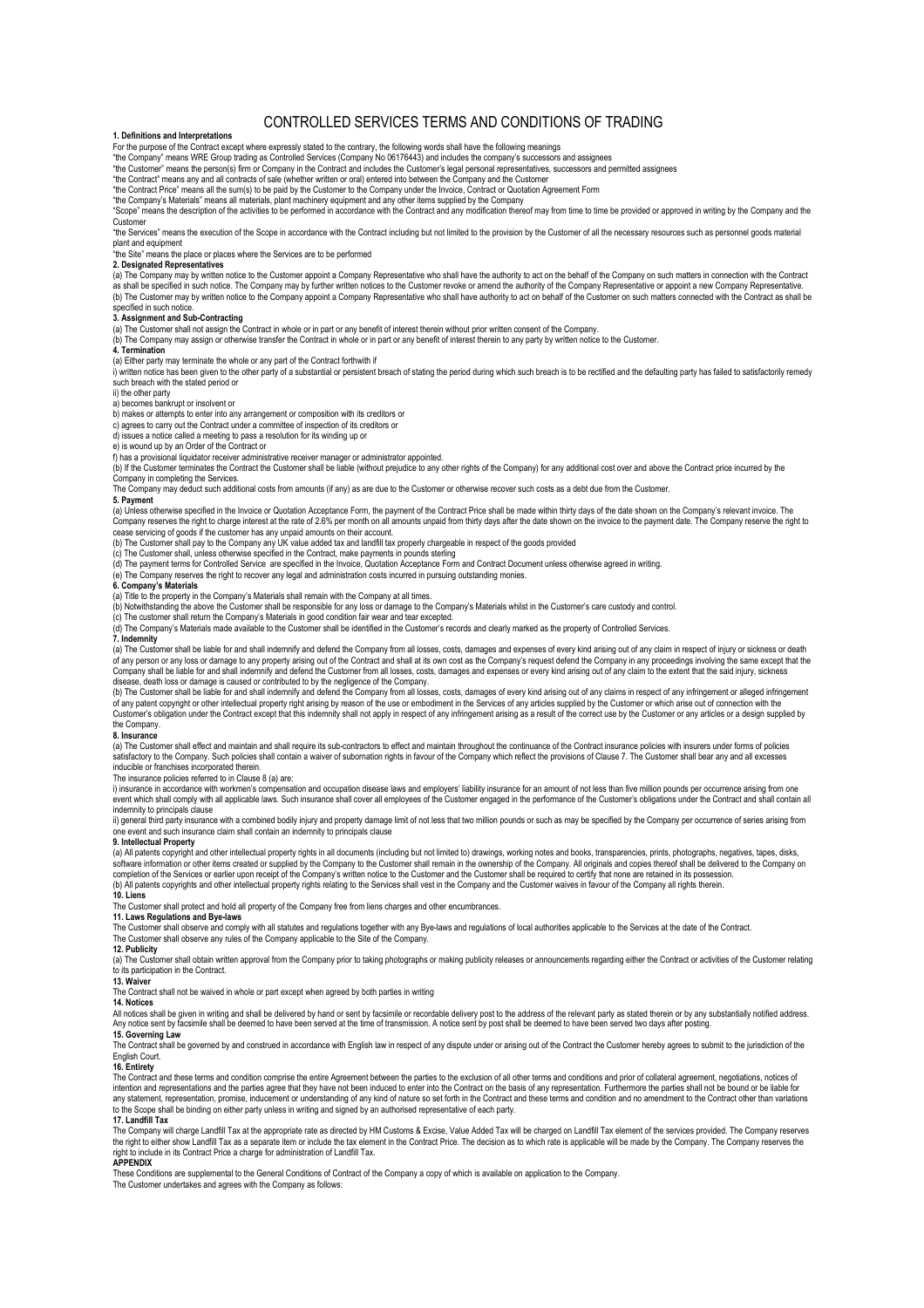# CONTROLLED SERVICES TERMS AND CONDITIONS OF TRADING

**1. Definitions and Interpretations**

For the purpose of the Contract except where expressly stated to the contrary, the following words shall have the following meanings

"the Company" means WRE Group trading as Controlled Services (Company No 06176443) and includes the company's successors and assignees

"the Customer" means the person(s) firm or Company in the Contract and includes the Customer's legal personal representatives, successors and permitted assignees

"the Contract" means any and all contracts of sale (whether written or oral) entered into between the Company and the Customer

"the Contract Price" means all the sum(s) to be paid by the Customer to the Company under the Invoice, Contract or Quotation Agreement Form

"the Company's Materials" means all materials, plant machinery equipment and any other items supplied by the Company

"Scope" means the description of the activities to be performed in accordance with the Contract and any modification thereof may from time to time be provided or approved in writing by the Company and the Customer

"the Services" means the execution of the Scope in accordance with the Contract including but not limited to the provision by the Customer of all the necessary resources such as personnel goods material plant and equipment

"the Site" means the place or places where the Services are to be performed

**2. Designated Representatives**

(a) The Company may by written notice to the Customer appoint a Company Representative who shall have the authority to act on the behalf of the Company on such matters in connection with the Contract as shall be specified in such notice. The Company may by further written notices to the Customer revoke or amend the authority of the Company Representative or appoint a new Company Representative.

(b) The Customer may by written notice to the Company appoint a Company Representative who shall have authority to act on behalf of the Customer on such matters connected with the Contract as shall be specified in such notice.

**3. Assignment and Sub-Contracting**

(a) The Customer shall not assign the Contract in whole or in part or any benefit of interest therein without prior written consent of the Company.

(b) The Company may assign or otherwise transfer the Contract in whole or in part or any benefit of interest therein to any party by written notice to the Customer.

**4. Termination**

(a) Either party may terminate the whole or any part of the Contract forthwith if

i) written notice has been given to the other party of a substantial or persistent breach of stating the period during which such breach is to be rectified and the defaulting party has failed to satisfactorily remedy such breach with the stated period or

ii) the other party

a) becomes bankrupt or insolvent or

b) makes or attempts to enter into any arrangement or composition with its creditors or

c) agrees to carry out the Contract under a committee of inspection of its creditors or

d) issues a notice called a meeting to pass a resolution for its winding up or

e) is wound up by an Order of the Contract or

f) has a provisional liquidator receiver administrative receiver manager or administrator appointed.

(b) If the Customer terminates the Contract the Customer shall be liable (without prejudice to any other rights of the Company) for any additional cost over and above the Contract price incurred by the Company in completing the Services.

The Company may deduct such additional costs from amounts (if any) as are due to the Customer or otherwise recover such costs as a debt due from the Customer.

**5. Payment**

(a) Unless otherwise specified in the Invoice or Quotation Acceptance Form, the payment of the Contract Price shall be made within thirty days of the date shown on the Company's relevant invoice. The Company reserves the right to charge interest at the rate of 2.6% per month on all amounts unpaid from thirty days after the date shown on the invoice to the payment date. The Company reserve the right to cease servicing of goods if the customer has any unpaid amounts on their account.

(b) The Customer shall pay to the Company any UK value added tax and landfill tax properly chargeable in respect of the goods provided

(c) The Customer shall, unless otherwise specified in the Contract, make payments in pounds sterling

(d) The payment terms for Controlled Service are specified in the Invoice, Quotation Acceptance Form and Contract Document unless otherwise agreed in writing.

(e) The Company reserves the right to recover any legal and administration costs incurred in pursuing outstanding monies.

**6. Company's Materials**

(a) Title to the property in the Company's Materials shall remain with the Company at all times.

(b) Notwithstanding the above the Customer shall be responsible for any loss or damage to the Company's Materials whilst in the Customer's care custody and control.

(c) The customer shall return the Company's Materials in good condition fair wear and tear excepted.

(d) The Company's Materials made available to the Customer shall be identified in the Customer's records and clearly marked as the property of Controlled Services.

**7. Indemnity**

(a) The Customer shall be liable for and shall indemnify and defend the Company from all losses, costs, damages and expenses of every kind arising out of any claim in respect of injury or sickness or death of any person or any loss or damage to any property arising out of the Contract and shall at its own cost as the Company's request defend the Company in any proceedings involving the same except that the Company shall be liable for and shall indemnify and defend the Customer from all losses, costs, damages and expenses or every kind arising out of any claim to the extent that the said injury, sickness disease, death loss or damage is caused or contributed to by the negligence of the Company.

(b) The Customer shall be liable for and shall indemnify and defend the Company from all losses, costs, damages of every kind arising out of any claims in respect of any infringement or alleged infringement of any patent copyright or other intellectual property right arising by reason of the use or embodiment in the Services of any articles supplied by the Customer or which arise out of connection with the Customer's obligation under the Contract except that this indemnity shall not apply in respect of any infringement arising as a result of the correct use by the Customer or any articles or a design supplied by the Company.

**8. Insurance**

(a) The Customer shall effect and maintain and shall require its sub-contractors to effect and maintain throughout the continuance of the Contract insurance policies with insurers under forms of policies satisfactory to the Company. Such policies shall contain a waiver of subornation rights in favour of the Company which reflect the provisions of Clause 7. The Customer shall bear any and all excesses inducible or franchises incorporated therein.

The insurance policies referred to in Clause 8 (a) are:

i) insurance in accordance with workmen's compensation and occupation disease laws and employers' liability insurance for an amount of not less than five million pounds per occurrence arising from one event which shall comply with all applicable laws. Such insurance shall cover all employees of the Customer engaged in the performance of the Customer's obligations under the Contract and shall contain all indemnity to principals clause

ii) general third party insurance with a combined bodily injury and property damage limit of not less that two million pounds or such as may be specified by the Company per occurrence of series arising from one event and such insurance claim shall contain an indemnity to principals clause

**9. Intellectual Property**

(a) All patents copyright and other intellectual property rights in all documents (including but not limited to) drawings, working notes and books, transparencies, prints, photographs, negatives, tapes, disks, software information or other items created or supplied by the Company to the Customer shall remain in the ownership of the Company. All originals and copies thereof shall be delivered to the Company on completion of the Services or earlier upon receipt of the Company's written notice to the Customer and the Customer shall be required to certify that none are retained in its possession.

(b) All patents copyrights and other intellectual property rights relating to the Services shall vest in the Company and the Customer waives in favour of the Company all rights therein.

**10. Liens**

The Customer shall protect and hold all property of the Company free from liens charges and other encumbrances.

**11. Laws Regulations and Bye-laws**

The Customer shall observe and comply with all statutes and regulations together with any Bye-laws and regulations of local authorities applicable to the Services at the date of the Contract.

The Customer shall observe any rules of the Company applicable to the Site of the Company.

**12. Publicity**

(a) The Customer shall obtain written approval from the Company prior to taking photographs or making publicity releases or announcements regarding either the Contract or activities of the Customer relating to its participation in the Contract.

**13. Waiver**

The Contract shall not be waived in whole or part except when agreed by both parties in writing

**14. Notices**

All notices shall be given in writing and shall be delivered by hand or sent by facsimile or recordable delivery post to the address of the relevant party as stated therein or by any substantially notified address. Any notice sent by facsimile shall be deemed to have been served at the time of transmission. A notice sent by post shall be deemed to have been served two days after posting.

**15. Governing Law**

The Contract shall be governed by and construed in accordance with English law in respect of any dispute under or arising out of the Contract the Customer hereby agrees to submit to the jurisdiction of the English Court.

**16. Entirety**

The Contract and these terms and condition comprise the entire Agreement between the parties to the exclusion of all other terms and conditions and prior of collateral agreement, negotiations, notices of intention and representations and the parties agree that they have not been induced to enter into the Contract on the basis of any representation. Furthermore the parties shall not be bound or be liable for any statement, representation, promise, inducement or understanding of any kind of nature so set forth in the Contract and these terms and condition and no amendment to the Contract other than variations to the Scope shall be binding on either party unless in writing and signed by an authorised representative of each party.

**17. Landfill Tax**

The Company will charge Landfill Tax at the appropriate rate as directed by HM Customs & Excise, Value Added Tax will be charged on Landfill Tax element of the services provided. The Company reserves the right to either show Landfill Tax as a separate item or include the tax element in the Contract Price. The decision as to which rate is applicable will be made by the Company. The Company reserves the right to include in its Contract Price a charge for administration of Landfill Tax.

**APPENDIX**

These Conditions are supplemental to the General Conditions of Contract of the Company a copy of which is available on application to the Company.

The Customer undertakes and agrees with the Company as follows: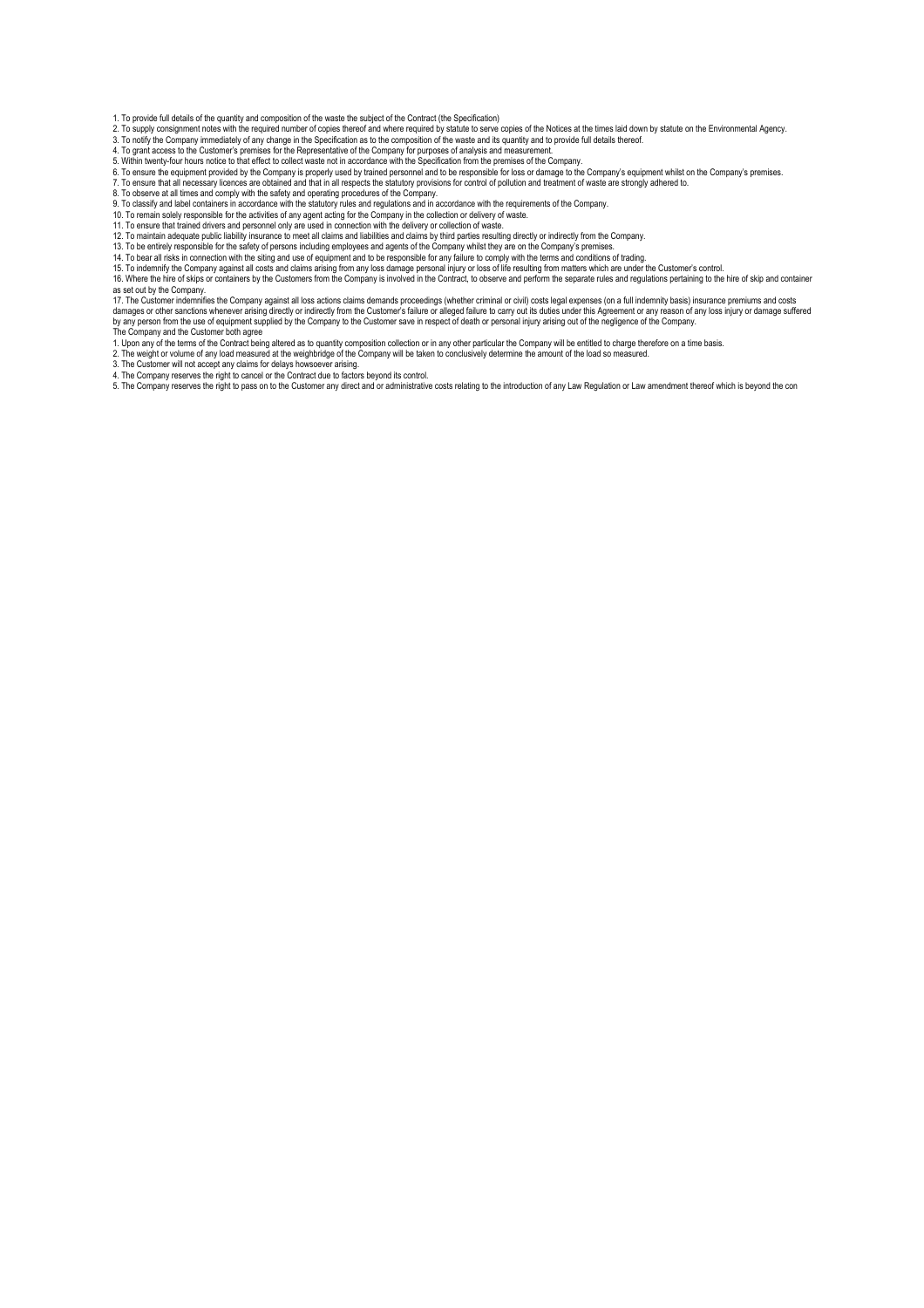1. To provide full details of the quantity and composition of the waste the subject of the Contract (the Specification)
2. To supply consignment notes with the required number of copies thereof and where required by statute to serve copies of the Notices at the times laid down by statute on the Environmental Agency.
3. To notify the Company immediately of any change in the Specification as to the composition of the waste and its quantity and to provide full details thereof.
4. To grant access to the Customer's premises for the Representative of the Company for purposes of analysis and measurement.
5. Within twenty-four hours notice to that effect to collect waste not in accordance with the Specification from the premises of the Company.
6. To ensure the equipment provided by the Company is properly used by trained personnel and to be responsible for loss or damage to the Company's equipment whilst on the Company's premises.
7. To ensure that all necessary licences are obtained and that in all respects the statutory provisions for control of pollution and treatment of waste are strongly adhered to.
8. To observe at all times and comply with the safety and operating procedures of the Company.
9. To classify and label containers in accordance with the statutory rules and regulations and in accordance with the requirements of the Company.
10. To remain solely responsible for the activities of any agent acting for the Company in the collection or delivery of waste.
11. To ensure that trained drivers and personnel only are used in connection with the delivery or collection of waste.
12. To maintain adequate public liability insurance to meet all claims and liabilities and claims by third parties resulting directly or indirectly from the Company.
13. To be entirely responsible for the safety of persons including employees and agents of the Company whilst they are on the Company's premises.
14. To bear all risks in connection with the siting and use of equipment and to be responsible for any failure to comply with the terms and conditions of trading.
15. To indemnify the Company against all costs and claims arising from any loss damage personal injury or loss of life resulting from matters which are under the Customer's control.
16. Where the hire of skips or containers by the Customers from the Company is involved in the Contract, to observe and perform the separate rules and regulations pertaining to the hire of skip and container as set out by the Company.
17. The Customer indemnifies the Company against all loss actions claims demands proceedings (whether criminal or civil) costs legal expenses (on a full indemnity basis) insurance premiums and costs damages or other sanctions whenever arising directly or indirectly from the Customer's failure or alleged failure to carry out its duties under this Agreement or any reason of any loss injury or damage suffered by any person from the use of equipment supplied by the Company to the Customer save in respect of death or personal injury arising out of the negligence of the Company.

The Company and the Customer both agree

1. Upon any of the terms of the Contract being altered as to quantity composition collection or in any other particular the Company will be entitled to charge therefore on a time basis.
2. The weight or volume of any load measured at the weighbridge of the Company will be taken to conclusively determine the amount of the load so measured.
3. The Customer will not accept any claims for delays howsoever arising.
4. The Company reserves the right to cancel or the Contract due to factors beyond its control.
5. The Company reserves the right to pass on to the Customer any direct and or administrative costs relating to the introduction of any Law Regulation or Law amendment thereof which is beyond the con